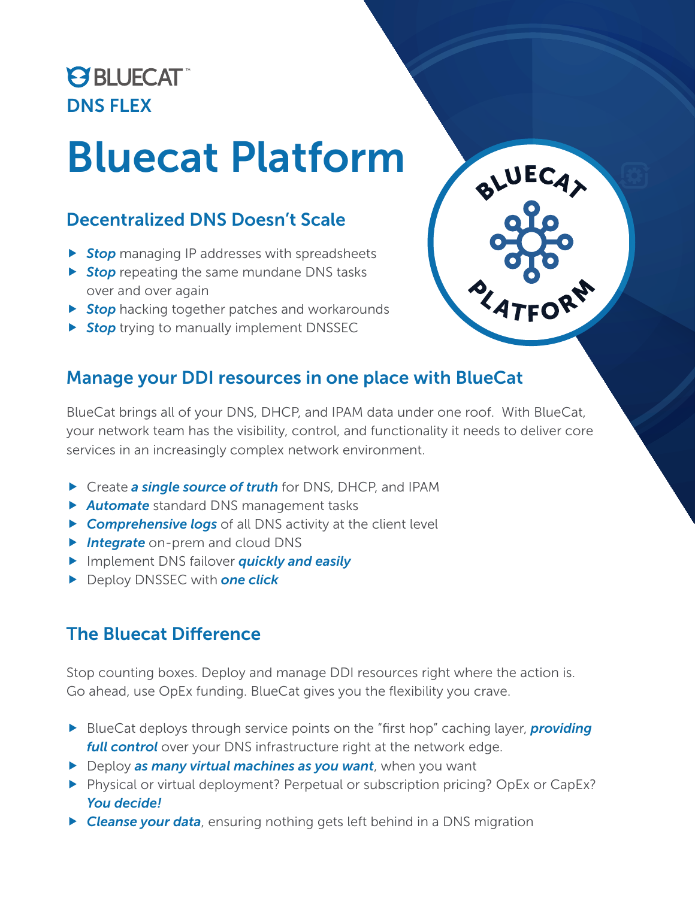BLUECAT™

DNS FLEX

# Bluecat Platform

## Decentralized DNS Doesn't Scale

- ***Stop*** managing IP addresses with spreadsheets
- ***Stop*** repeating the same mundane DNS tasks over and over again
- ***Stop*** hacking together patches and workarounds
- ***Stop*** trying to manually implement DNSSEC

## Manage your DDI resources in one place with BlueCat

BlueCat brings all of your DNS, DHCP, and IPAM data under one roof. With BlueCat, your network team has the visibility, control, and functionality it needs to deliver core services in an increasingly complex network environment.

- Create ***a single source of truth*** for DNS, DHCP, and IPAM
- ***Automate*** standard DNS management tasks
- ***Comprehensive logs*** of all DNS activity at the client level
- ***Integrate*** on-prem and cloud DNS
- Implement DNS failover ***quickly and easily***
- Deploy DNSSEC with ***one click***

## The Bluecat Difference

Stop counting boxes. Deploy and manage DDI resources right where the action is. Go ahead, use OpEx funding. BlueCat gives you the flexibility you crave.

- BlueCat deploys through service points on the "first hop" caching layer, ***providing full control*** over your DNS infrastructure right at the network edge.
- Deploy ***as many virtual machines as you want***, when you want
- Physical or virtual deployment? Perpetual or subscription pricing? OpEx or CapEx? ***You decide!***
- ***Cleanse your data***, ensuring nothing gets left behind in a DNS migration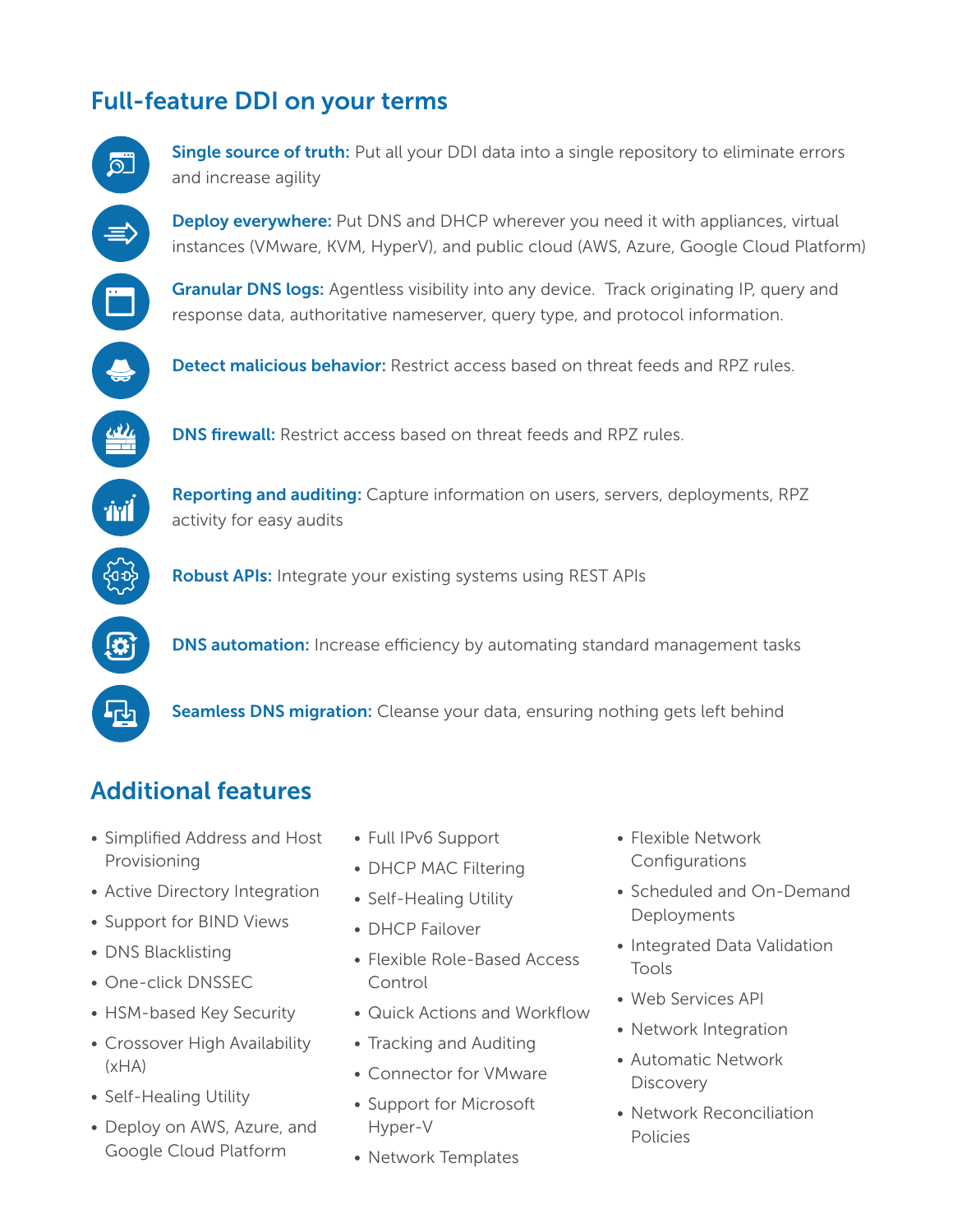## Full-feature DDI on your terms

**Single source of truth:** Put all your DDI data into a single repository to eliminate errors and increase agility

**Deploy everywhere:** Put DNS and DHCP wherever you need it with appliances, virtual instances (VMware, KVM, HyperV), and public cloud (AWS, Azure, Google Cloud Platform)

**Granular DNS logs:** Agentless visibility into any device. Track originating IP, query and response data, authoritative nameserver, query type, and protocol information.

**Detect malicious behavior:** Restrict access based on threat feeds and RPZ rules.

**DNS firewall:** Restrict access based on threat feeds and RPZ rules.

**Reporting and auditing:** Capture information on users, servers, deployments, RPZ activity for easy audits

**Robust APIs:** Integrate your existing systems using REST APIs

**DNS automation:** Increase efficiency by automating standard management tasks

**Seamless DNS migration:** Cleanse your data, ensuring nothing gets left behind

## Additional features

- Simplified Address and Host Provisioning
- Active Directory Integration
- Support for BIND Views
- DNS Blacklisting
- One-click DNSSEC
- HSM-based Key Security
- Crossover High Availability (xHA)
- Self-Healing Utility
- Deploy on AWS, Azure, and Google Cloud Platform
- Full IPv6 Support
- DHCP MAC Filtering
- Self-Healing Utility
- DHCP Failover
- Flexible Role-Based Access Control
- Quick Actions and Workflow
- Tracking and Auditing
- Connector for VMware
- Support for Microsoft Hyper-V
- Network Templates
- Flexible Network Configurations
- Scheduled and On-Demand Deployments
- Integrated Data Validation Tools
- Web Services API
- Network Integration
- Automatic Network Discovery
- Network Reconciliation Policies